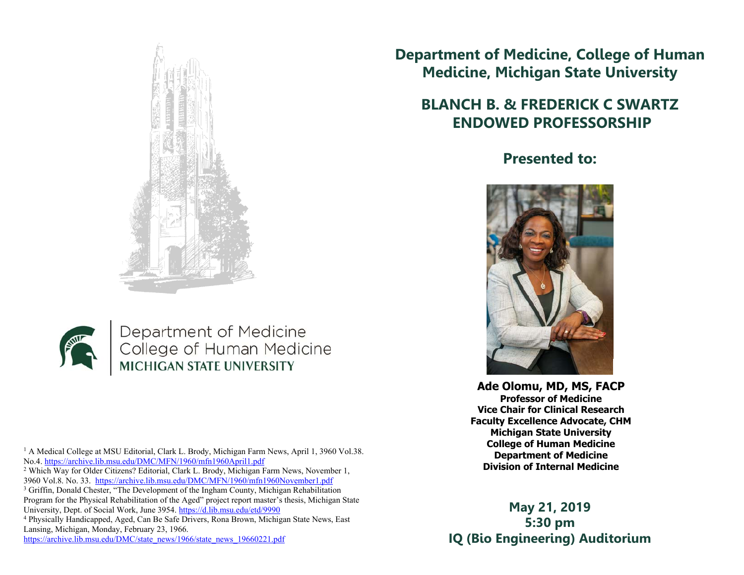Department of Medicine
College of Human Medicine
MICHIGAN STATE UNIVERSITY

[1] A Medical College at MSU Editorial, Clark L. Brody, Michigan Farm News, April 1, 3960 Vol.38. No.4. https://archive.lib.msu.edu/DMC/MFN/1960/mfn1960April1.pdf

[2] Which Way for Older Citizens? Editorial, Clark L. Brody, Michigan Farm News, November 1, 3960 Vol.8. No. 33. https://archive.lib.msu.edu/DMC/MFN/1960/mfn1960November1.pdf

[3] Griffin, Donald Chester, "The Development of the Ingham County, Michigan Rehabilitation Program for the Physical Rehabilitation of the Aged" project report master's thesis, Michigan State University, Dept. of Social Work, June 3954. https://d.lib.msu.edu/etd/9990

[4] Physically Handicapped, Aged, Can Be Safe Drivers, Rona Brown, Michigan State News, East Lansing, Michigan, Monday, February 23, 1966. https://archive.lib.msu.edu/DMC/state_news/1966/state_news_19660221.pdf

# Department of Medicine, College of Human Medicine, Michigan State University

# BLANCH B. & FREDERICK C SWARTZ ENDOWED PROFESSORSHIP

## Presented to:

**Ade Olomu, MD, MS, FACP**
**Professor of Medicine**
**Vice Chair for Clinical Research**
**Faculty Excellence Advocate, CHM**
**Michigan State University**
**College of Human Medicine**
**Department of Medicine**
**Division of Internal Medicine**

**May 21, 2019**
**5:30 pm**
**IQ (Bio Engineering) Auditorium**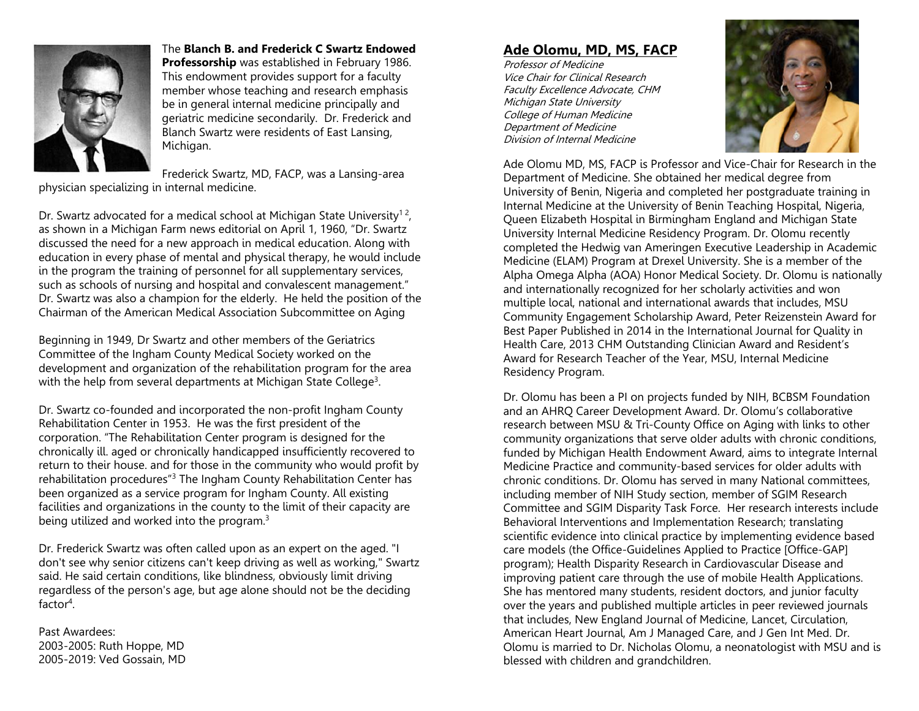The **Blanch B. and Frederick C Swartz Endowed Professorship** was established in February 1986. This endowment provides support for a faculty member whose teaching and research emphasis be in general internal medicine principally and geriatric medicine secondarily. Dr. Frederick and Blanch Swartz were residents of East Lansing, Michigan.

Frederick Swartz, MD, FACP, was a Lansing-area physician specializing in internal medicine.

Dr. Swartz advocated for a medical school at Michigan State University[1 2], as shown in a Michigan Farm news editorial on April 1, 1960, "Dr. Swartz discussed the need for a new approach in medical education. Along with education in every phase of mental and physical therapy, he would include in the program the training of personnel for all supplementary services, such as schools of nursing and hospital and convalescent management." Dr. Swartz was also a champion for the elderly. He held the position of the Chairman of the American Medical Association Subcommittee on Aging

Beginning in 1949, Dr Swartz and other members of the Geriatrics Committee of the Ingham County Medical Society worked on the development and organization of the rehabilitation program for the area with the help from several departments at Michigan State College[3].

Dr. Swartz co-founded and incorporated the non-profit Ingham County Rehabilitation Center in 1953. He was the first president of the corporation. "The Rehabilitation Center program is designed for the chronically ill. aged or chronically handicapped insufficiently recovered to return to their house. and for those in the community who would profit by rehabilitation procedures"[3] The Ingham County Rehabilitation Center has been organized as a service program for Ingham County. All existing facilities and organizations in the county to the limit of their capacity are being utilized and worked into the program.[3]

Dr. Frederick Swartz was often called upon as an expert on the aged. "I don't see why senior citizens can't keep driving as well as working," Swartz said. He said certain conditions, like blindness, obviously limit driving regardless of the person's age, but age alone should not be the deciding factor[4].

Past Awardees:
2003-2005: Ruth Hoppe, MD
2005-2019: Ved Gossain, MD

## Ade Olomu, MD, MS, FACP

*Professor of Medicine*
*Vice Chair for Clinical Research*
*Faculty Excellence Advocate, CHM*
*Michigan State University*
*College of Human Medicine*
*Department of Medicine*
*Division of Internal Medicine*

Ade Olomu MD, MS, FACP is Professor and Vice-Chair for Research in the Department of Medicine. She obtained her medical degree from University of Benin, Nigeria and completed her postgraduate training in Internal Medicine at the University of Benin Teaching Hospital, Nigeria, Queen Elizabeth Hospital in Birmingham England and Michigan State University Internal Medicine Residency Program. Dr. Olomu recently completed the Hedwig van Ameringen Executive Leadership in Academic Medicine (ELAM) Program at Drexel University. She is a member of the Alpha Omega Alpha (AOA) Honor Medical Society. Dr. Olomu is nationally and internationally recognized for her scholarly activities and won multiple local, national and international awards that includes, MSU Community Engagement Scholarship Award, Peter Reizenstein Award for Best Paper Published in 2014 in the International Journal for Quality in Health Care, 2013 CHM Outstanding Clinician Award and Resident's Award for Research Teacher of the Year, MSU, Internal Medicine Residency Program.

Dr. Olomu has been a PI on projects funded by NIH, BCBSM Foundation and an AHRQ Career Development Award. Dr. Olomu's collaborative research between MSU & Tri-County Office on Aging with links to other community organizations that serve older adults with chronic conditions, funded by Michigan Health Endowment Award, aims to integrate Internal Medicine Practice and community-based services for older adults with chronic conditions. Dr. Olomu has served in many National committees, including member of NIH Study section, member of SGIM Research Committee and SGIM Disparity Task Force. Her research interests include Behavioral Interventions and Implementation Research; translating scientific evidence into clinical practice by implementing evidence based care models (the Office-Guidelines Applied to Practice [Office-GAP] program); Health Disparity Research in Cardiovascular Disease and improving patient care through the use of mobile Health Applications. She has mentored many students, resident doctors, and junior faculty over the years and published multiple articles in peer reviewed journals that includes, New England Journal of Medicine, Lancet, Circulation, American Heart Journal, Am J Managed Care, and J Gen Int Med. Dr. Olomu is married to Dr. Nicholas Olomu, a neonatologist with MSU and is blessed with children and grandchildren.